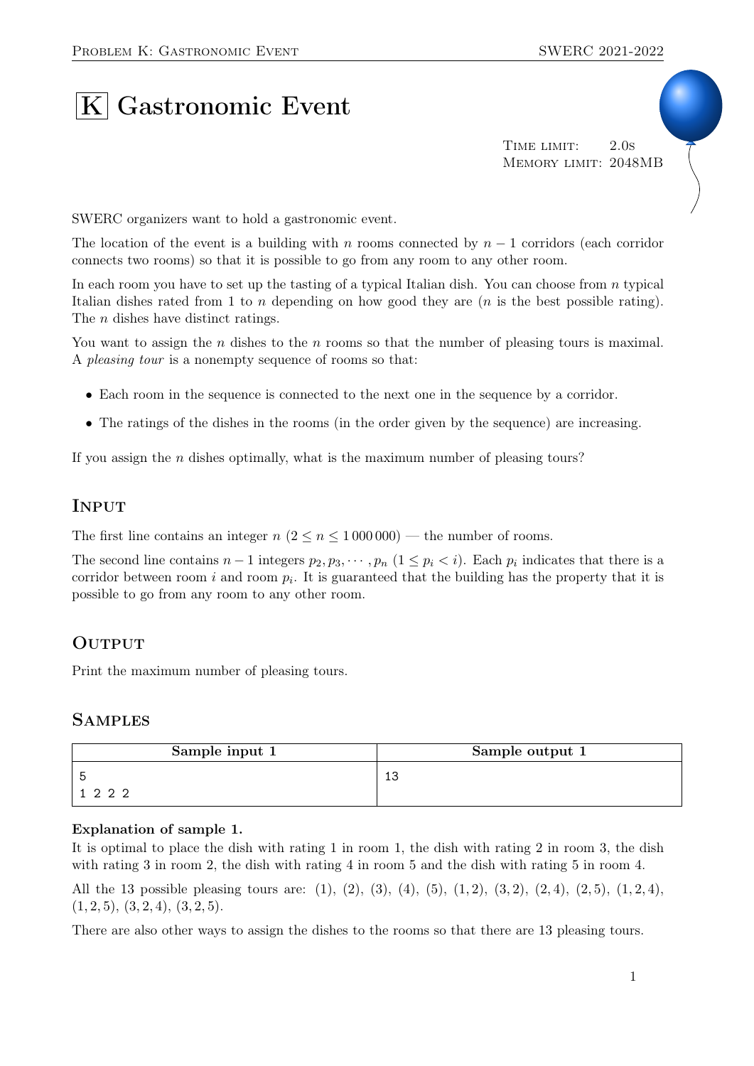# K Gastronomic Event

Time limit: 2.0s
Memory limit: 2048MB

SWERC organizers want to hold a gastronomic event.

The location of the event is a building with $n$ rooms connected by $n-1$ corridors (each corridor connects two rooms) so that it is possible to go from any room to any other room.

In each room you have to set up the tasting of a typical Italian dish. You can choose from $n$ typical Italian dishes rated from 1 to $n$ depending on how good they are ($n$ is the best possible rating). The $n$ dishes have distinct ratings.

You want to assign the $n$ dishes to the $n$ rooms so that the number of pleasing tours is maximal. A *pleasing tour* is a nonempty sequence of rooms so that:

- Each room in the sequence is connected to the next one in the sequence by a corridor.
- The ratings of the dishes in the rooms (in the order given by the sequence) are increasing.

If you assign the $n$ dishes optimally, what is the maximum number of pleasing tours?

## Input

The first line contains an integer $n$ ($2 \le n \le 1\,000\,000$) — the number of rooms.

The second line contains $n-1$ integers $p_2, p_3, \cdots, p_n$ ($1 \le p_i < i$). Each $p_i$ indicates that there is a corridor between room $i$ and room $p_i$. It is guaranteed that the building has the property that it is possible to go from any room to any other room.

## Output

Print the maximum number of pleasing tours.

## Samples

| Sample input 1 | Sample output 1 |
| --- | --- |
| 5<br>1 2 2 2 | 13 |

**Explanation of sample 1.**

It is optimal to place the dish with rating 1 in room 1, the dish with rating 2 in room 3, the dish with rating 3 in room 2, the dish with rating 4 in room 5 and the dish with rating 5 in room 4.

All the 13 possible pleasing tours are: (1), (2), (3), (4), (5), (1, 2), (3, 2), (2, 4), (2, 5), (1, 2, 4), (1, 2, 5), (3, 2, 4), (3, 2, 5).

There are also other ways to assign the dishes to the rooms so that there are 13 pleasing tours.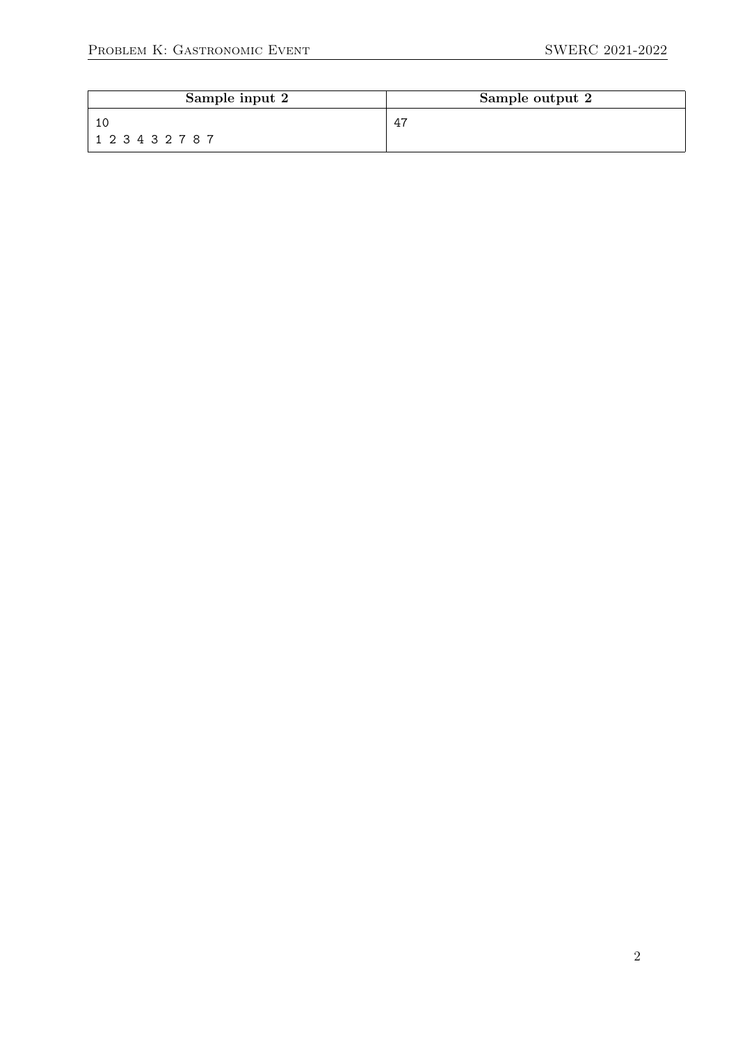| Sample input 2 | Sample output 2 |
| --- | --- |
| 10<br>1 2 3 4 3 2 7 8 7 | 47 |